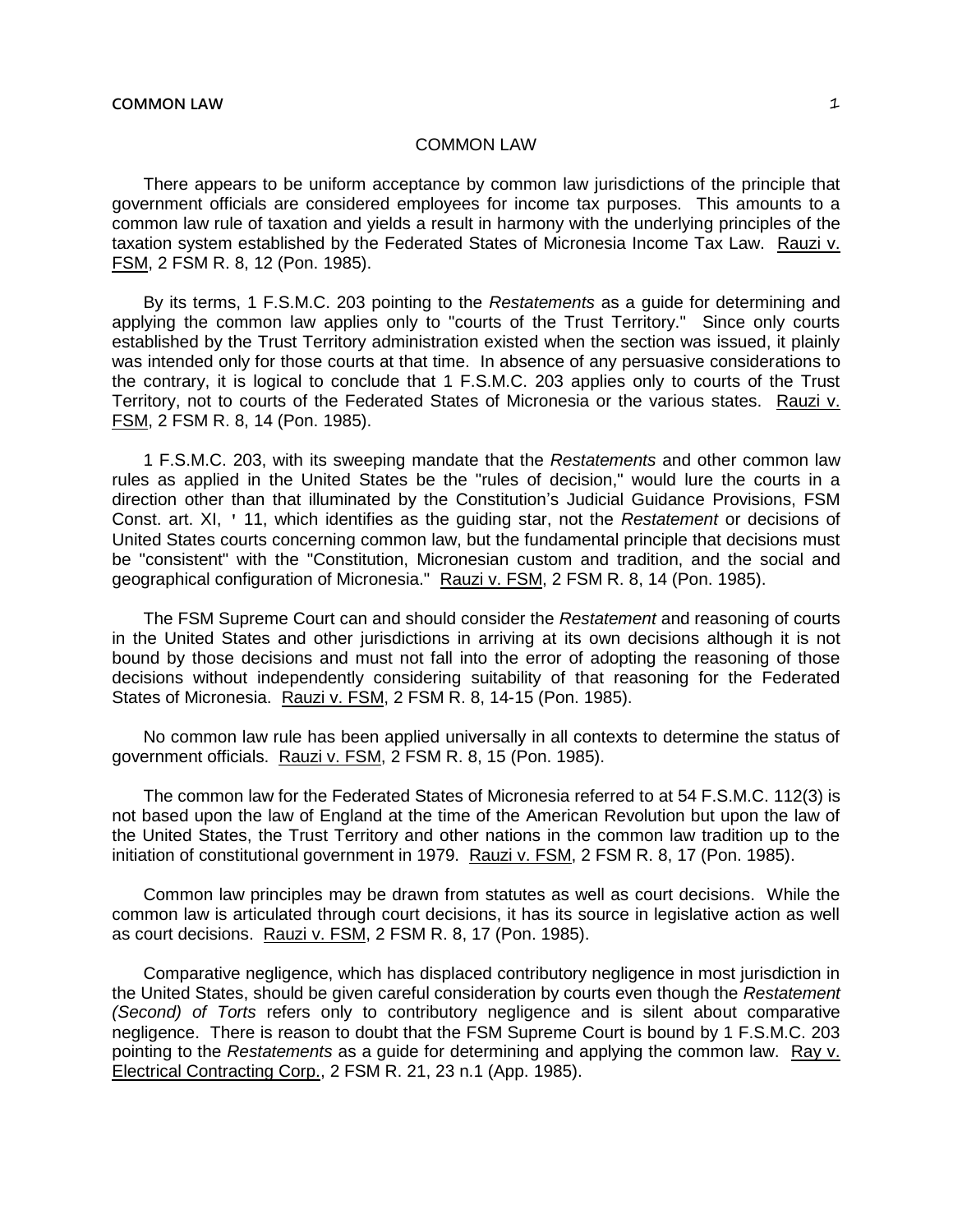# COMMON LAW

There appears to be uniform acceptance by common law jurisdictions of the principle that government officials are considered employees for income tax purposes. This amounts to a common law rule of taxation and yields a result in harmony with the underlying principles of the taxation system established by the Federated States of Micronesia Income Tax Law. Rauzi v. FSM, 2 FSM R. 8, 12 (Pon. 1985).

By its terms, 1 F.S.M.C. 203 pointing to the *Restatements* as a guide for determining and applying the common law applies only to "courts of the Trust Territory." Since only courts established by the Trust Territory administration existed when the section was issued, it plainly was intended only for those courts at that time. In absence of any persuasive considerations to the contrary, it is logical to conclude that 1 F.S.M.C. 203 applies only to courts of the Trust Territory, not to courts of the Federated States of Micronesia or the various states. Rauzi v. FSM, 2 FSM R. 8, 14 (Pon. 1985).

1 F.S.M.C. 203, with its sweeping mandate that the *Restatements* and other common law rules as applied in the United States be the "rules of decision," would lure the courts in a direction other than that illuminated by the Constitution's Judicial Guidance Provisions, FSM Const. art. XI, ' 11, which identifies as the guiding star, not the *Restatement* or decisions of United States courts concerning common law, but the fundamental principle that decisions must be "consistent" with the "Constitution, Micronesian custom and tradition, and the social and geographical configuration of Micronesia." Rauzi v. FSM, 2 FSM R. 8, 14 (Pon. 1985).

The FSM Supreme Court can and should consider the *Restatement* and reasoning of courts in the United States and other jurisdictions in arriving at its own decisions although it is not bound by those decisions and must not fall into the error of adopting the reasoning of those decisions without independently considering suitability of that reasoning for the Federated States of Micronesia. Rauzi v. FSM, 2 FSM R. 8, 14-15 (Pon. 1985).

No common law rule has been applied universally in all contexts to determine the status of government officials. Rauzi v. FSM, 2 FSM R. 8, 15 (Pon. 1985).

The common law for the Federated States of Micronesia referred to at 54 F.S.M.C. 112(3) is not based upon the law of England at the time of the American Revolution but upon the law of the United States, the Trust Territory and other nations in the common law tradition up to the initiation of constitutional government in 1979. Rauzi v. FSM, 2 FSM R. 8, 17 (Pon. 1985).

Common law principles may be drawn from statutes as well as court decisions. While the common law is articulated through court decisions, it has its source in legislative action as well as court decisions. Rauzi v. FSM, 2 FSM R. 8, 17 (Pon. 1985).

Comparative negligence, which has displaced contributory negligence in most jurisdiction in the United States, should be given careful consideration by courts even though the *Restatement (Second) of Torts* refers only to contributory negligence and is silent about comparative negligence. There is reason to doubt that the FSM Supreme Court is bound by 1 F.S.M.C. 203 pointing to the *Restatements* as a guide for determining and applying the common law. Ray v. Electrical Contracting Corp., 2 FSM R. 21, 23 n.1 (App. 1985).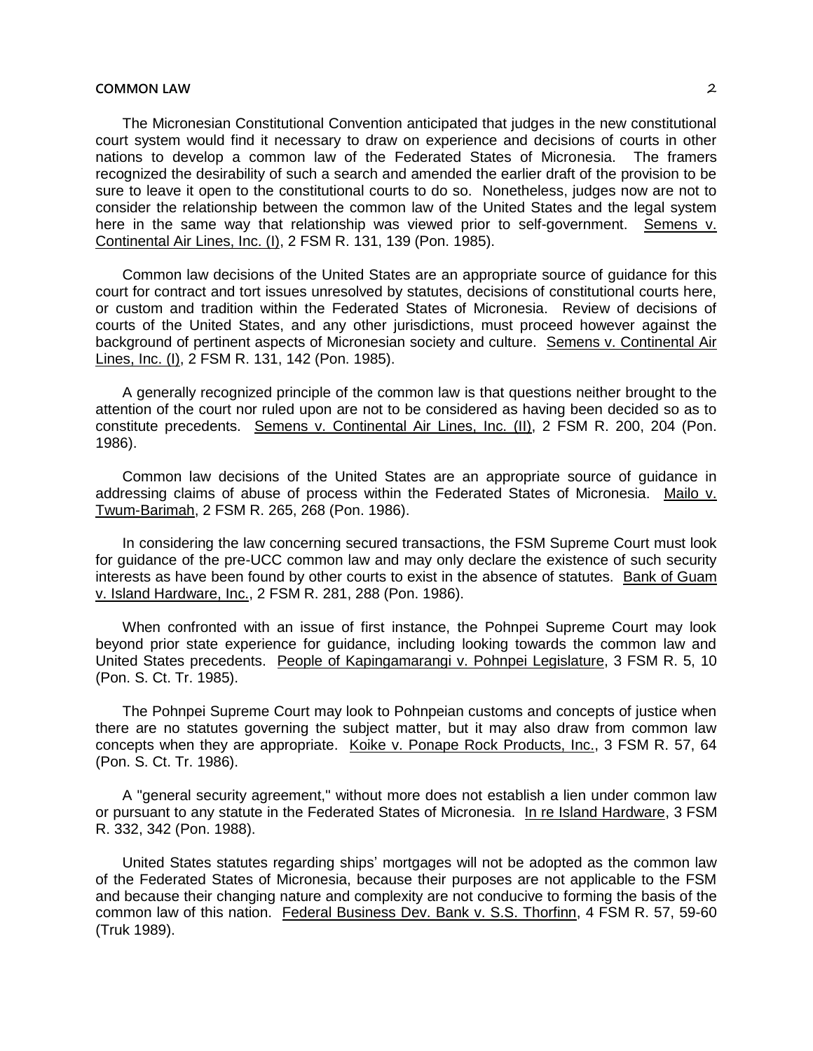The Micronesian Constitutional Convention anticipated that judges in the new constitutional court system would find it necessary to draw on experience and decisions of courts in other nations to develop a common law of the Federated States of Micronesia. The framers recognized the desirability of such a search and amended the earlier draft of the provision to be sure to leave it open to the constitutional courts to do so. Nonetheless, judges now are not to consider the relationship between the common law of the United States and the legal system here in the same way that relationship was viewed prior to self-government. Semens v. Continental Air Lines, Inc. (I), 2 FSM R. 131, 139 (Pon. 1985).

Common law decisions of the United States are an appropriate source of guidance for this court for contract and tort issues unresolved by statutes, decisions of constitutional courts here, or custom and tradition within the Federated States of Micronesia. Review of decisions of courts of the United States, and any other jurisdictions, must proceed however against the background of pertinent aspects of Micronesian society and culture. Semens v. Continental Air Lines, Inc. (I), 2 FSM R. 131, 142 (Pon. 1985).

A generally recognized principle of the common law is that questions neither brought to the attention of the court nor ruled upon are not to be considered as having been decided so as to constitute precedents. Semens v. Continental Air Lines, Inc. (II), 2 FSM R. 200, 204 (Pon. 1986).

Common law decisions of the United States are an appropriate source of guidance in addressing claims of abuse of process within the Federated States of Micronesia. Mailo v. Twum-Barimah, 2 FSM R. 265, 268 (Pon. 1986).

In considering the law concerning secured transactions, the FSM Supreme Court must look for guidance of the pre-UCC common law and may only declare the existence of such security interests as have been found by other courts to exist in the absence of statutes. Bank of Guam v. Island Hardware, Inc., 2 FSM R. 281, 288 (Pon. 1986).

When confronted with an issue of first instance, the Pohnpei Supreme Court may look beyond prior state experience for guidance, including looking towards the common law and United States precedents. People of Kapingamarangi v. Pohnpei Legislature, 3 FSM R. 5, 10 (Pon. S. Ct. Tr. 1985).

The Pohnpei Supreme Court may look to Pohnpeian customs and concepts of justice when there are no statutes governing the subject matter, but it may also draw from common law concepts when they are appropriate. Koike v. Ponape Rock Products, Inc., 3 FSM R. 57, 64 (Pon. S. Ct. Tr. 1986).

A "general security agreement," without more does not establish a lien under common law or pursuant to any statute in the Federated States of Micronesia. In re Island Hardware, 3 FSM R. 332, 342 (Pon. 1988).

United States statutes regarding ships' mortgages will not be adopted as the common law of the Federated States of Micronesia, because their purposes are not applicable to the FSM and because their changing nature and complexity are not conducive to forming the basis of the common law of this nation. Federal Business Dev. Bank v. S.S. Thorfinn, 4 FSM R. 57, 59-60 (Truk 1989).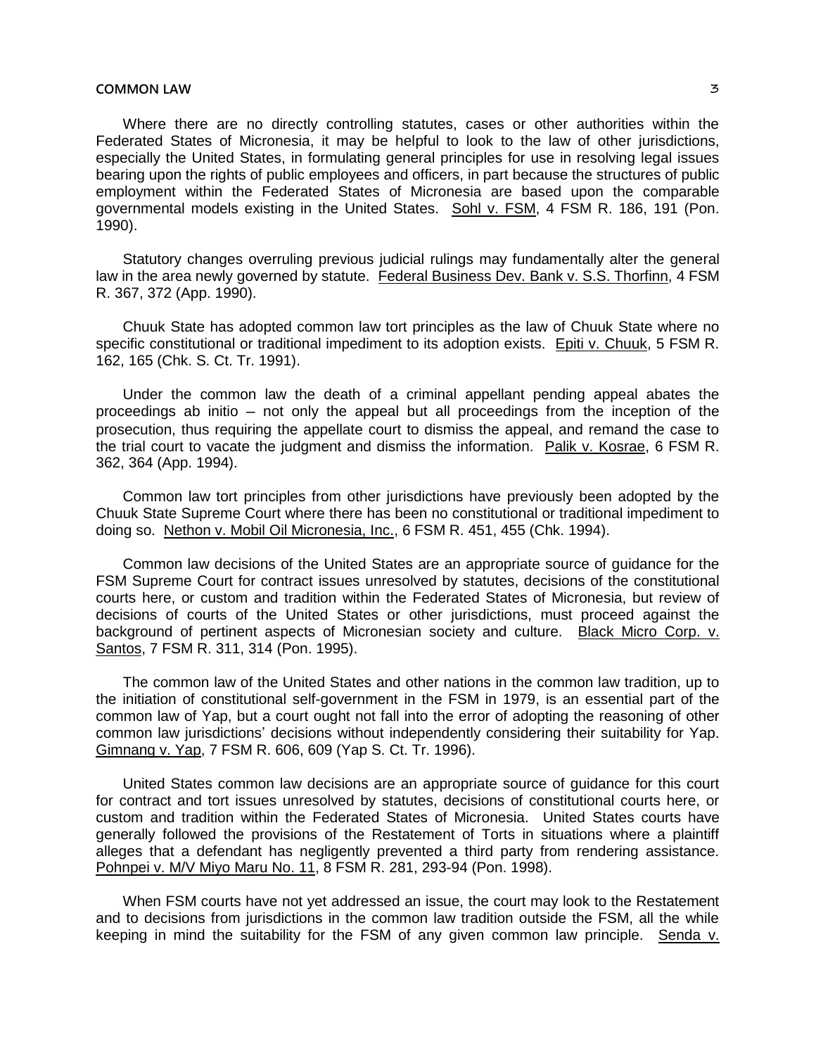Where there are no directly controlling statutes, cases or other authorities within the Federated States of Micronesia, it may be helpful to look to the law of other jurisdictions, especially the United States, in formulating general principles for use in resolving legal issues bearing upon the rights of public employees and officers, in part because the structures of public employment within the Federated States of Micronesia are based upon the comparable governmental models existing in the United States. Sohl v. FSM, 4 FSM R. 186, 191 (Pon. 1990).

Statutory changes overruling previous judicial rulings may fundamentally alter the general law in the area newly governed by statute. Federal Business Dev. Bank v. S.S. Thorfinn, 4 FSM R. 367, 372 (App. 1990).

Chuuk State has adopted common law tort principles as the law of Chuuk State where no specific constitutional or traditional impediment to its adoption exists. Epiti v. Chuuk, 5 FSM R. 162, 165 (Chk. S. Ct. Tr. 1991).

Under the common law the death of a criminal appellant pending appeal abates the proceedings ab initio – not only the appeal but all proceedings from the inception of the prosecution, thus requiring the appellate court to dismiss the appeal, and remand the case to the trial court to vacate the judgment and dismiss the information. Palik v. Kosrae, 6 FSM R. 362, 364 (App. 1994).

Common law tort principles from other jurisdictions have previously been adopted by the Chuuk State Supreme Court where there has been no constitutional or traditional impediment to doing so. Nethon v. Mobil Oil Micronesia, Inc., 6 FSM R. 451, 455 (Chk. 1994).

Common law decisions of the United States are an appropriate source of guidance for the FSM Supreme Court for contract issues unresolved by statutes, decisions of the constitutional courts here, or custom and tradition within the Federated States of Micronesia, but review of decisions of courts of the United States or other jurisdictions, must proceed against the background of pertinent aspects of Micronesian society and culture. Black Micro Corp. v. Santos, 7 FSM R. 311, 314 (Pon. 1995).

The common law of the United States and other nations in the common law tradition, up to the initiation of constitutional self-government in the FSM in 1979, is an essential part of the common law of Yap, but a court ought not fall into the error of adopting the reasoning of other common law jurisdictions' decisions without independently considering their suitability for Yap. Gimnang v. Yap, 7 FSM R. 606, 609 (Yap S. Ct. Tr. 1996).

United States common law decisions are an appropriate source of guidance for this court for contract and tort issues unresolved by statutes, decisions of constitutional courts here, or custom and tradition within the Federated States of Micronesia. United States courts have generally followed the provisions of the Restatement of Torts in situations where a plaintiff alleges that a defendant has negligently prevented a third party from rendering assistance. Pohnpei v. M/V Miyo Maru No. 11, 8 FSM R. 281, 293-94 (Pon. 1998).

When FSM courts have not yet addressed an issue, the court may look to the Restatement and to decisions from jurisdictions in the common law tradition outside the FSM, all the while keeping in mind the suitability for the FSM of any given common law principle. Senda v.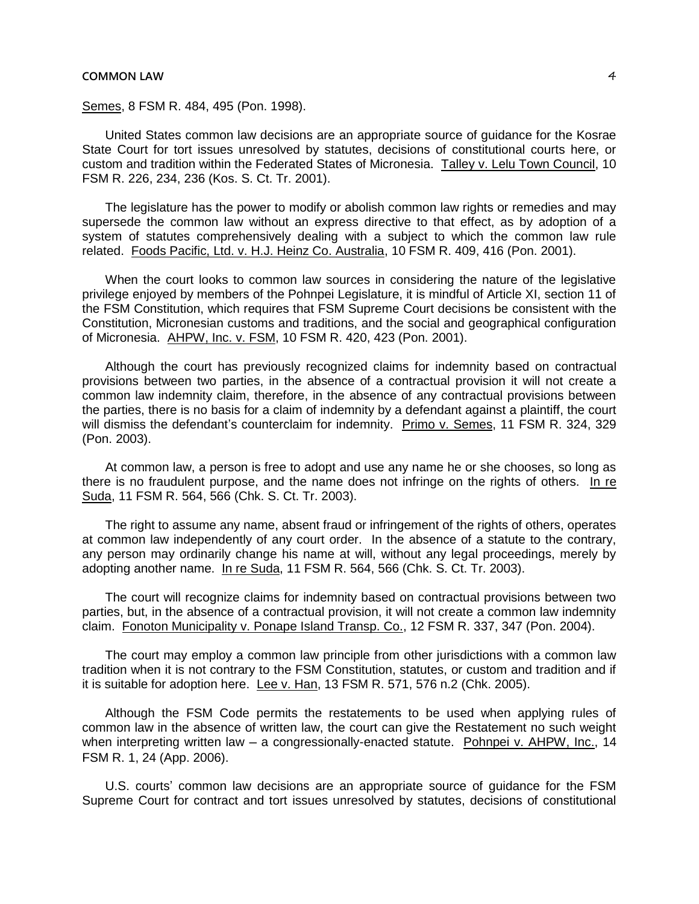Semes, 8 FSM R. 484, 495 (Pon. 1998).

United States common law decisions are an appropriate source of guidance for the Kosrae State Court for tort issues unresolved by statutes, decisions of constitutional courts here, or custom and tradition within the Federated States of Micronesia. Talley v. Lelu Town Council, 10 FSM R. 226, 234, 236 (Kos. S. Ct. Tr. 2001).

The legislature has the power to modify or abolish common law rights or remedies and may supersede the common law without an express directive to that effect, as by adoption of a system of statutes comprehensively dealing with a subject to which the common law rule related. Foods Pacific, Ltd. v. H.J. Heinz Co. Australia, 10 FSM R. 409, 416 (Pon. 2001).

When the court looks to common law sources in considering the nature of the legislative privilege enjoyed by members of the Pohnpei Legislature, it is mindful of Article XI, section 11 of the FSM Constitution, which requires that FSM Supreme Court decisions be consistent with the Constitution, Micronesian customs and traditions, and the social and geographical configuration of Micronesia. AHPW, Inc. v. FSM, 10 FSM R. 420, 423 (Pon. 2001).

Although the court has previously recognized claims for indemnity based on contractual provisions between two parties, in the absence of a contractual provision it will not create a common law indemnity claim, therefore, in the absence of any contractual provisions between the parties, there is no basis for a claim of indemnity by a defendant against a plaintiff, the court will dismiss the defendant's counterclaim for indemnity. Primo v. Semes, 11 FSM R. 324, 329 (Pon. 2003).

At common law, a person is free to adopt and use any name he or she chooses, so long as there is no fraudulent purpose, and the name does not infringe on the rights of others. In re Suda, 11 FSM R. 564, 566 (Chk. S. Ct. Tr. 2003).

The right to assume any name, absent fraud or infringement of the rights of others, operates at common law independently of any court order. In the absence of a statute to the contrary, any person may ordinarily change his name at will, without any legal proceedings, merely by adopting another name. In re Suda, 11 FSM R. 564, 566 (Chk. S. Ct. Tr. 2003).

The court will recognize claims for indemnity based on contractual provisions between two parties, but, in the absence of a contractual provision, it will not create a common law indemnity claim. Fonoton Municipality v. Ponape Island Transp. Co., 12 FSM R. 337, 347 (Pon. 2004).

The court may employ a common law principle from other jurisdictions with a common law tradition when it is not contrary to the FSM Constitution, statutes, or custom and tradition and if it is suitable for adoption here. Lee v. Han, 13 FSM R. 571, 576 n.2 (Chk. 2005).

Although the FSM Code permits the restatements to be used when applying rules of common law in the absence of written law, the court can give the Restatement no such weight when interpreting written law – a congressionally-enacted statute. Pohnpei v. AHPW, Inc., 14 FSM R. 1, 24 (App. 2006).

U.S. courts' common law decisions are an appropriate source of guidance for the FSM Supreme Court for contract and tort issues unresolved by statutes, decisions of constitutional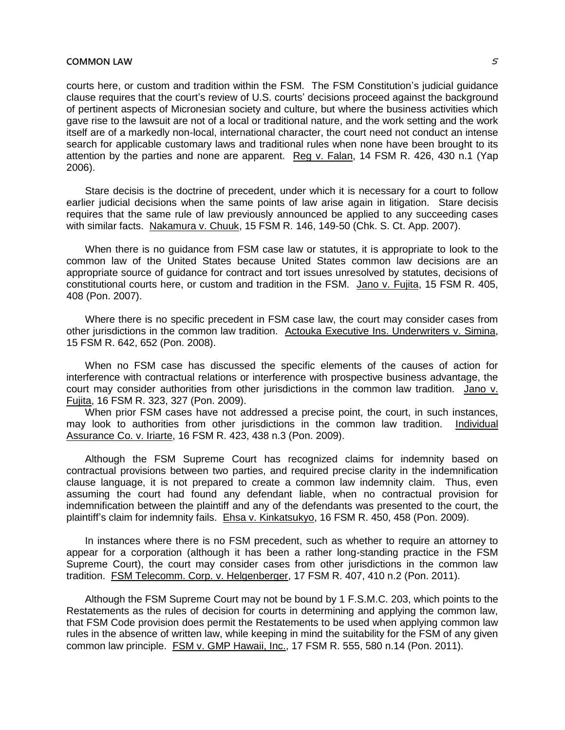courts here, or custom and tradition within the FSM. The FSM Constitution's judicial guidance clause requires that the court's review of U.S. courts' decisions proceed against the background of pertinent aspects of Micronesian society and culture, but where the business activities which gave rise to the lawsuit are not of a local or traditional nature, and the work setting and the work itself are of a markedly non-local, international character, the court need not conduct an intense search for applicable customary laws and traditional rules when none have been brought to its attention by the parties and none are apparent. Reg v. Falan, 14 FSM R. 426, 430 n.1 (Yap 2006).

Stare decisis is the doctrine of precedent, under which it is necessary for a court to follow earlier judicial decisions when the same points of law arise again in litigation. Stare decisis requires that the same rule of law previously announced be applied to any succeeding cases with similar facts. Nakamura v. Chuuk, 15 FSM R. 146, 149-50 (Chk. S. Ct. App. 2007).

When there is no guidance from FSM case law or statutes, it is appropriate to look to the common law of the United States because United States common law decisions are an appropriate source of guidance for contract and tort issues unresolved by statutes, decisions of constitutional courts here, or custom and tradition in the FSM. Jano v. Fujita, 15 FSM R. 405, 408 (Pon. 2007).

Where there is no specific precedent in FSM case law, the court may consider cases from other jurisdictions in the common law tradition. Actouka Executive Ins. Underwriters v. Simina, 15 FSM R. 642, 652 (Pon. 2008).

When no FSM case has discussed the specific elements of the causes of action for interference with contractual relations or interference with prospective business advantage, the court may consider authorities from other jurisdictions in the common law tradition. Jano v. Fujita, 16 FSM R. 323, 327 (Pon. 2009).

When prior FSM cases have not addressed a precise point, the court, in such instances, may look to authorities from other jurisdictions in the common law tradition. Individual Assurance Co. v. Iriarte, 16 FSM R. 423, 438 n.3 (Pon. 2009).

Although the FSM Supreme Court has recognized claims for indemnity based on contractual provisions between two parties, and required precise clarity in the indemnification clause language, it is not prepared to create a common law indemnity claim. Thus, even assuming the court had found any defendant liable, when no contractual provision for indemnification between the plaintiff and any of the defendants was presented to the court, the plaintiff's claim for indemnity fails. Ehsa v. Kinkatsukyo, 16 FSM R. 450, 458 (Pon. 2009).

In instances where there is no FSM precedent, such as whether to require an attorney to appear for a corporation (although it has been a rather long-standing practice in the FSM Supreme Court), the court may consider cases from other jurisdictions in the common law tradition. FSM Telecomm. Corp. v. Helgenberger, 17 FSM R. 407, 410 n.2 (Pon. 2011).

Although the FSM Supreme Court may not be bound by 1 F.S.M.C. 203, which points to the Restatements as the rules of decision for courts in determining and applying the common law, that FSM Code provision does permit the Restatements to be used when applying common law rules in the absence of written law, while keeping in mind the suitability for the FSM of any given common law principle. FSM v. GMP Hawaii, Inc., 17 FSM R. 555, 580 n.14 (Pon. 2011).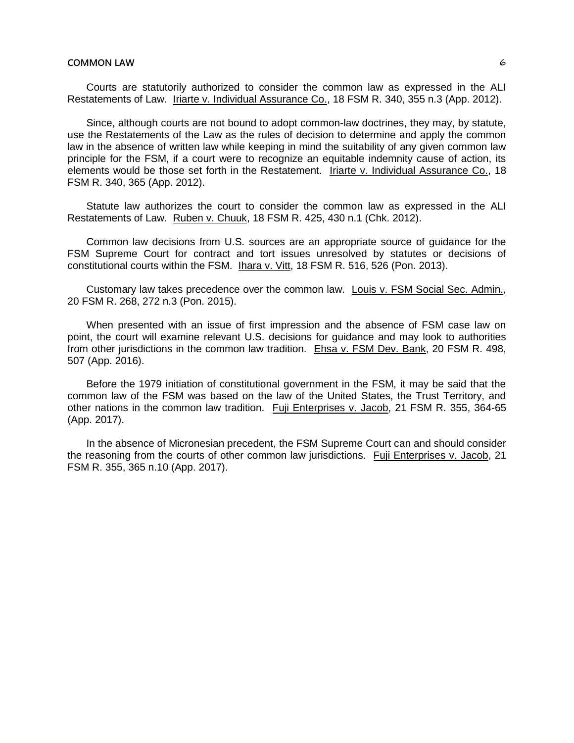Courts are statutorily authorized to consider the common law as expressed in the ALI Restatements of Law. Iriarte v. Individual Assurance Co., 18 FSM R. 340, 355 n.3 (App. 2012).

Since, although courts are not bound to adopt common-law doctrines, they may, by statute, use the Restatements of the Law as the rules of decision to determine and apply the common law in the absence of written law while keeping in mind the suitability of any given common law principle for the FSM, if a court were to recognize an equitable indemnity cause of action, its elements would be those set forth in the Restatement. Iriarte v. Individual Assurance Co., 18 FSM R. 340, 365 (App. 2012).

Statute law authorizes the court to consider the common law as expressed in the ALI Restatements of Law. Ruben v. Chuuk, 18 FSM R. 425, 430 n.1 (Chk. 2012).

Common law decisions from U.S. sources are an appropriate source of guidance for the FSM Supreme Court for contract and tort issues unresolved by statutes or decisions of constitutional courts within the FSM. Ihara v. Vitt, 18 FSM R. 516, 526 (Pon. 2013).

Customary law takes precedence over the common law. Louis v. FSM Social Sec. Admin., 20 FSM R. 268, 272 n.3 (Pon. 2015).

When presented with an issue of first impression and the absence of FSM case law on point, the court will examine relevant U.S. decisions for guidance and may look to authorities from other jurisdictions in the common law tradition. Ehsa v. FSM Dev. Bank, 20 FSM R. 498, 507 (App. 2016).

Before the 1979 initiation of constitutional government in the FSM, it may be said that the common law of the FSM was based on the law of the United States, the Trust Territory, and other nations in the common law tradition. Fuji Enterprises v. Jacob, 21 FSM R. 355, 364-65 (App. 2017).

In the absence of Micronesian precedent, the FSM Supreme Court can and should consider the reasoning from the courts of other common law jurisdictions. Fuji Enterprises v. Jacob, 21 FSM R. 355, 365 n.10 (App. 2017).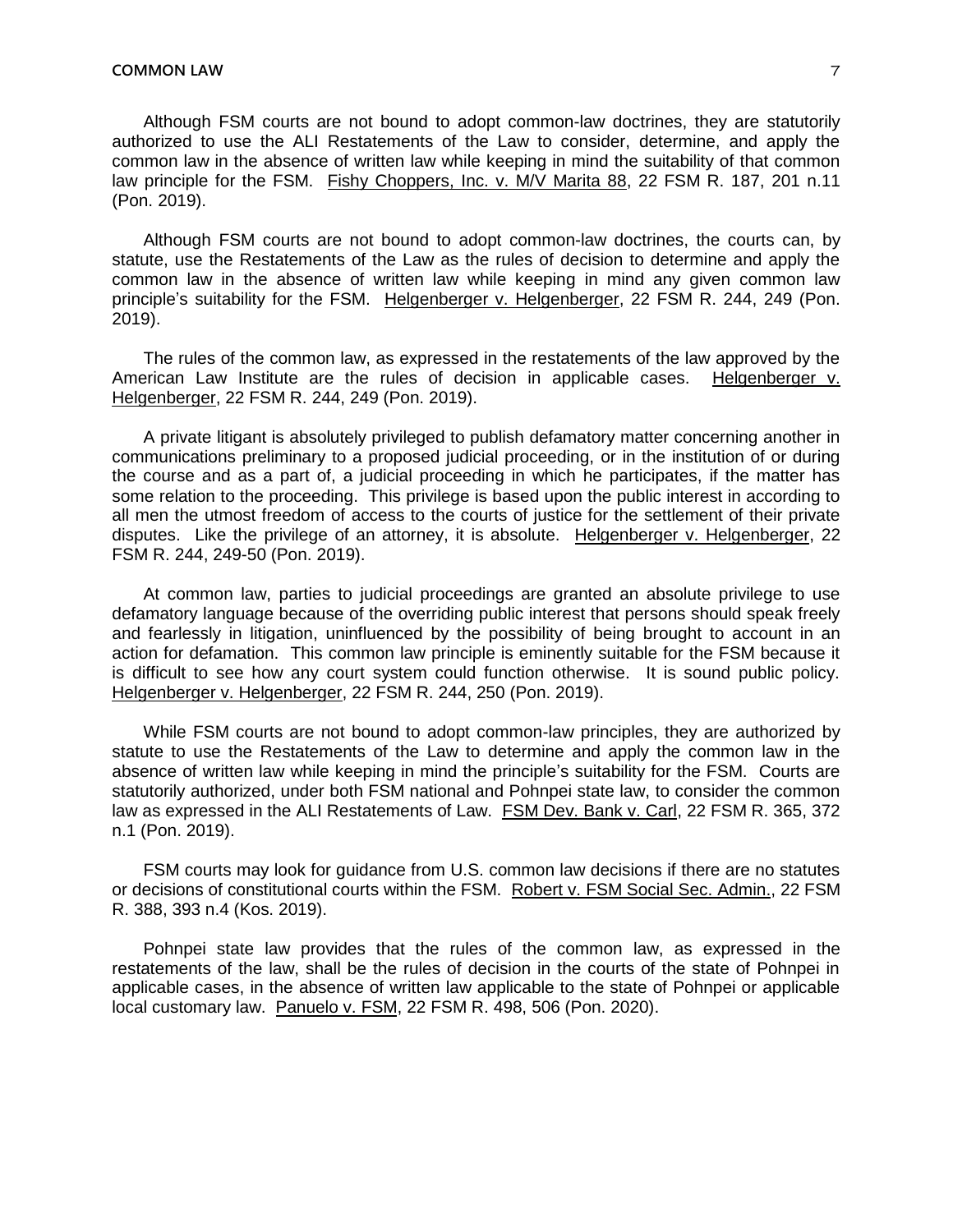Although FSM courts are not bound to adopt common-law doctrines, they are statutorily authorized to use the ALI Restatements of the Law to consider, determine, and apply the common law in the absence of written law while keeping in mind the suitability of that common law principle for the FSM. Fishy Choppers, Inc. v. M/V Marita 88, 22 FSM R. 187, 201 n.11 (Pon. 2019).

Although FSM courts are not bound to adopt common-law doctrines, the courts can, by statute, use the Restatements of the Law as the rules of decision to determine and apply the common law in the absence of written law while keeping in mind any given common law principle's suitability for the FSM. Helgenberger v. Helgenberger, 22 FSM R. 244, 249 (Pon. 2019).

The rules of the common law, as expressed in the restatements of the law approved by the American Law Institute are the rules of decision in applicable cases. Helgenberger v. Helgenberger, 22 FSM R. 244, 249 (Pon. 2019).

A private litigant is absolutely privileged to publish defamatory matter concerning another in communications preliminary to a proposed judicial proceeding, or in the institution of or during the course and as a part of, a judicial proceeding in which he participates, if the matter has some relation to the proceeding. This privilege is based upon the public interest in according to all men the utmost freedom of access to the courts of justice for the settlement of their private disputes. Like the privilege of an attorney, it is absolute. Helgenberger v. Helgenberger, 22 FSM R. 244, 249-50 (Pon. 2019).

At common law, parties to judicial proceedings are granted an absolute privilege to use defamatory language because of the overriding public interest that persons should speak freely and fearlessly in litigation, uninfluenced by the possibility of being brought to account in an action for defamation. This common law principle is eminently suitable for the FSM because it is difficult to see how any court system could function otherwise. It is sound public policy. Helgenberger v. Helgenberger, 22 FSM R. 244, 250 (Pon. 2019).

While FSM courts are not bound to adopt common-law principles, they are authorized by statute to use the Restatements of the Law to determine and apply the common law in the absence of written law while keeping in mind the principle's suitability for the FSM. Courts are statutorily authorized, under both FSM national and Pohnpei state law, to consider the common law as expressed in the ALI Restatements of Law. FSM Dev. Bank v. Carl, 22 FSM R. 365, 372 n.1 (Pon. 2019).

FSM courts may look for guidance from U.S. common law decisions if there are no statutes or decisions of constitutional courts within the FSM. Robert v. FSM Social Sec. Admin., 22 FSM R. 388, 393 n.4 (Kos. 2019).

Pohnpei state law provides that the rules of the common law, as expressed in the restatements of the law, shall be the rules of decision in the courts of the state of Pohnpei in applicable cases, in the absence of written law applicable to the state of Pohnpei or applicable local customary law. Panuelo v. FSM, 22 FSM R. 498, 506 (Pon. 2020).